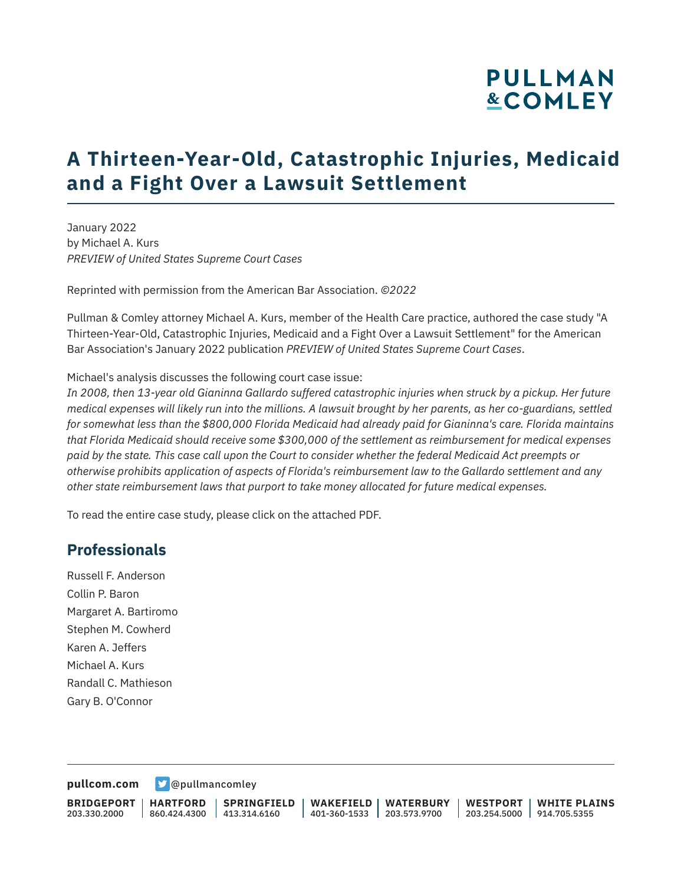# A Thirteen-Year-Old, Catastrophic Injuries, Medicaid and a Fight Over a Lawsuit Settlement

January 2022
by Michael A. Kurs
*PREVIEW of United States Supreme Court Cases*

Reprinted with permission from the American Bar Association. *©2022*

Pullman & Comley attorney Michael A. Kurs, member of the Health Care practice, authored the case study "A Thirteen-Year-Old, Catastrophic Injuries, Medicaid and a Fight Over a Lawsuit Settlement" for the American Bar Association's January 2022 publication *PREVIEW of United States Supreme Court Cases*.

Michael's analysis discusses the following court case issue:
*In 2008, then 13-year old Gianinna Gallardo suffered catastrophic injuries when struck by a pickup. Her future medical expenses will likely run into the millions. A lawsuit brought by her parents, as her co-guardians, settled for somewhat less than the $800,000 Florida Medicaid had already paid for Gianinna's care. Florida maintains that Florida Medicaid should receive some $300,000 of the settlement as reimbursement for medical expenses paid by the state. This case call upon the Court to consider whether the federal Medicaid Act preempts or otherwise prohibits application of aspects of Florida's reimbursement law to the Gallardo settlement and any other state reimbursement laws that purport to take money allocated for future medical expenses.*

To read the entire case study, please click on the attached PDF.

## Professionals

Russell F. Anderson
Collin P. Baron
Margaret A. Bartiromo
Stephen M. Cowherd
Karen A. Jeffers
Michael A. Kurs
Randall C. Mathieson
Gary B. O'Connor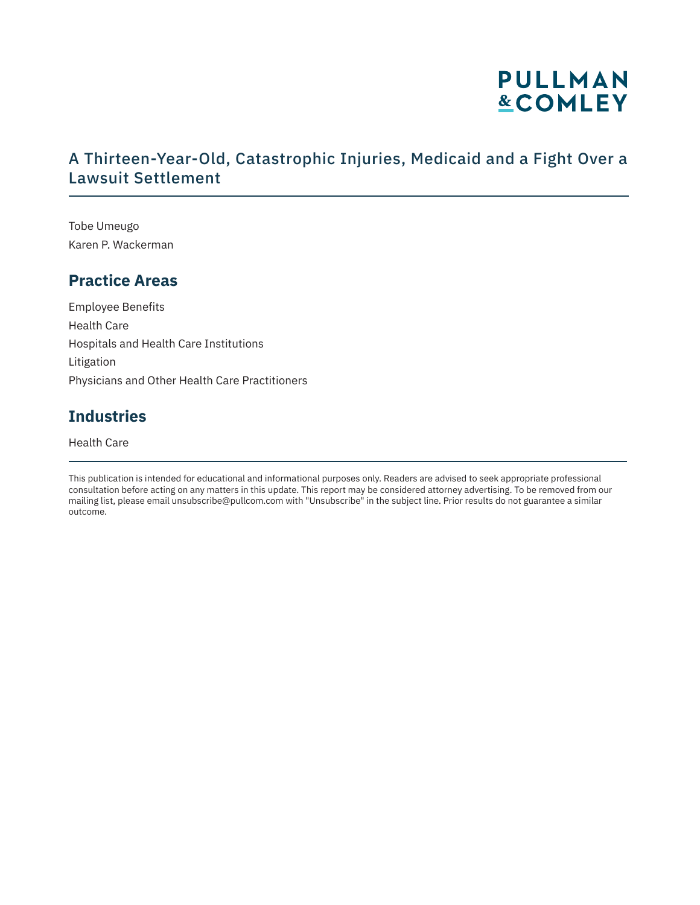# PULLMAN & COMLEY

## A Thirteen-Year-Old, Catastrophic Injuries, Medicaid and a Fight Over a Lawsuit Settlement

Tobe Umeugo

Karen P. Wackerman

## Practice Areas

Employee Benefits

Health Care

Hospitals and Health Care Institutions

Litigation

Physicians and Other Health Care Practitioners

## Industries

Health Care

---

This publication is intended for educational and informational purposes only. Readers are advised to seek appropriate professional consultation before acting on any matters in this update. This report may be considered attorney advertising. To be removed from our mailing list, please email unsubscribe@pullcom.com with "Unsubscribe" in the subject line. Prior results do not guarantee a similar outcome.